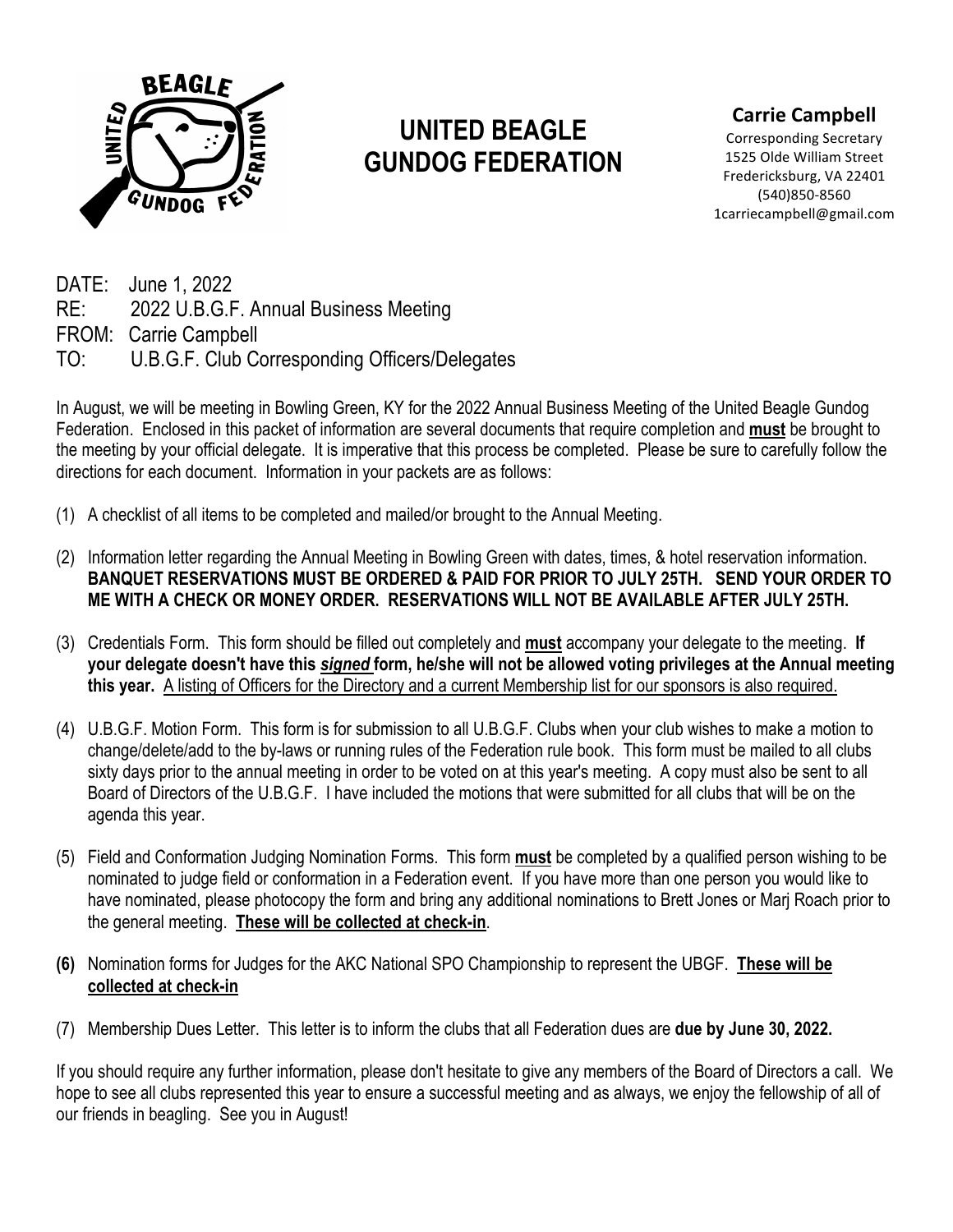# UNITED BEAGLE GUNDOG FEDERATION

**Carrie Campbell**
Corresponding Secretary
1525 Olde William Street
Fredericksburg, VA 22401
(540)850-8560
1carriecampbell@gmail.com

DATE: June 1, 2022
RE: 2022 U.B.G.F. Annual Business Meeting
FROM: Carrie Campbell
TO: U.B.G.F. Club Corresponding Officers/Delegates

In August, we will be meeting in Bowling Green, KY for the 2022 Annual Business Meeting of the United Beagle Gundog Federation. Enclosed in this packet of information are several documents that require completion and **must** be brought to the meeting by your official delegate. It is imperative that this process be completed. Please be sure to carefully follow the directions for each document. Information in your packets are as follows:

(1) A checklist of all items to be completed and mailed/or brought to the Annual Meeting.

(2) Information letter regarding the Annual Meeting in Bowling Green with dates, times, & hotel reservation information. **BANQUET RESERVATIONS MUST BE ORDERED & PAID FOR PRIOR TO JULY 25TH. SEND YOUR ORDER TO ME WITH A CHECK OR MONEY ORDER. RESERVATIONS WILL NOT BE AVAILABLE AFTER JULY 25TH.**

(3) Credentials Form. This form should be filled out completely and **must** accompany your delegate to the meeting. **If your delegate doesn't have this *signed* form, he/she will not be allowed voting privileges at the Annual meeting this year.** A listing of Officers for the Directory and a current Membership list for our sponsors is also required.

(4) U.B.G.F. Motion Form. This form is for submission to all U.B.G.F. Clubs when your club wishes to make a motion to change/delete/add to the by-laws or running rules of the Federation rule book. This form must be mailed to all clubs sixty days prior to the annual meeting in order to be voted on at this year's meeting. A copy must also be sent to all Board of Directors of the U.B.G.F. I have included the motions that were submitted for all clubs that will be on the agenda this year.

(5) Field and Conformation Judging Nomination Forms. This form **must** be completed by a qualified person wishing to be nominated to judge field or conformation in a Federation event. If you have more than one person you would like to have nominated, please photocopy the form and bring any additional nominations to Brett Jones or Marj Roach prior to the general meeting. **These will be collected at check-in**.

**(6)** Nomination forms for Judges for the AKC National SPO Championship to represent the UBGF. **These will be collected at check-in**

(7) Membership Dues Letter. This letter is to inform the clubs that all Federation dues are **due by June 30, 2022.**

If you should require any further information, please don't hesitate to give any members of the Board of Directors a call. We hope to see all clubs represented this year to ensure a successful meeting and as always, we enjoy the fellowship of all of our friends in beagling. See you in August!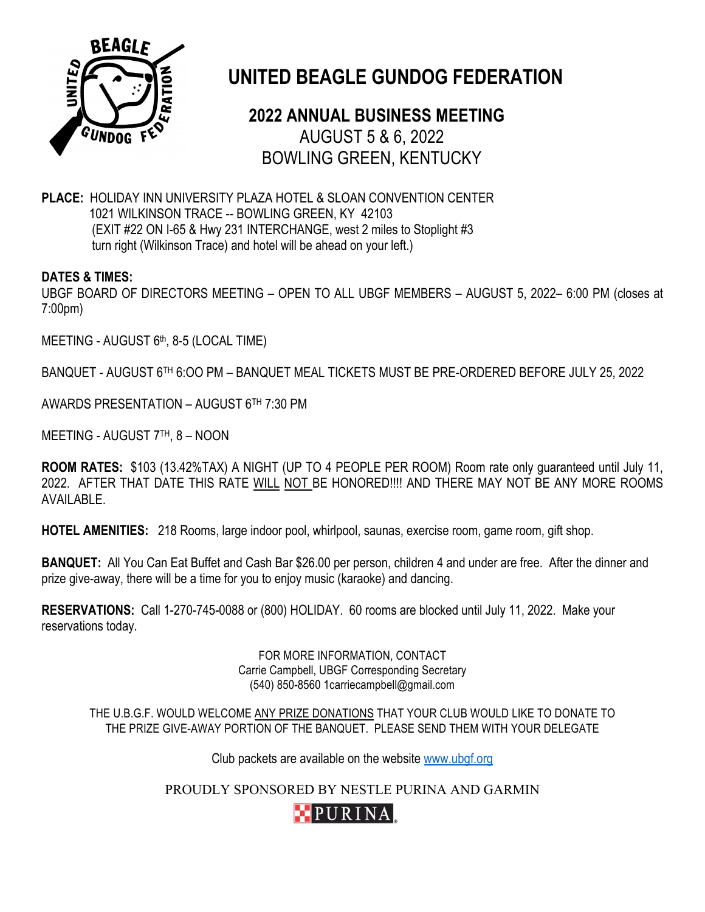# UNITED BEAGLE GUNDOG FEDERATION

## 2022 ANNUAL BUSINESS MEETING

AUGUST 5 & 6, 2022
BOWLING GREEN, KENTUCKY

**PLACE:** HOLIDAY INN UNIVERSITY PLAZA HOTEL & SLOAN CONVENTION CENTER
1021 WILKINSON TRACE -- BOWLING GREEN, KY 42103
(EXIT #22 ON I-65 & Hwy 231 INTERCHANGE, west 2 miles to Stoplight #3
turn right (Wilkinson Trace) and hotel will be ahead on your left.)

**DATES & TIMES:**

UBGF BOARD OF DIRECTORS MEETING – OPEN TO ALL UBGF MEMBERS – AUGUST 5, 2022– 6:00 PM (closes at 7:00pm)

MEETING - AUGUST 6th, 8-5 (LOCAL TIME)

BANQUET - AUGUST 6TH 6:OO PM – BANQUET MEAL TICKETS MUST BE PRE-ORDERED BEFORE JULY 25, 2022

AWARDS PRESENTATION – AUGUST 6TH 7:30 PM

MEETING - AUGUST 7TH, 8 – NOON

**ROOM RATES:** $103 (13.42%TAX) A NIGHT (UP TO 4 PEOPLE PER ROOM) Room rate only guaranteed until July 11, 2022. AFTER THAT DATE THIS RATE WILL NOT BE HONORED!!!! AND THERE MAY NOT BE ANY MORE ROOMS AVAILABLE.

**HOTEL AMENITIES:** 218 Rooms, large indoor pool, whirlpool, saunas, exercise room, game room, gift shop.

**BANQUET:** All You Can Eat Buffet and Cash Bar $26.00 per person, children 4 and under are free. After the dinner and prize give-away, there will be a time for you to enjoy music (karaoke) and dancing.

**RESERVATIONS:** Call 1-270-745-0088 or (800) HOLIDAY. 60 rooms are blocked until July 11, 2022. Make your reservations today.

FOR MORE INFORMATION, CONTACT
Carrie Campbell, UBGF Corresponding Secretary
(540) 850-8560 1carriecampbell@gmail.com

THE U.B.G.F. WOULD WELCOME ANY PRIZE DONATIONS THAT YOUR CLUB WOULD LIKE TO DONATE TO THE PRIZE GIVE-AWAY PORTION OF THE BANQUET. PLEASE SEND THEM WITH YOUR DELEGATE

Club packets are available on the website www.ubgf.org

PROUDLY SPONSORED BY NESTLE PURINA AND GARMIN

PURINA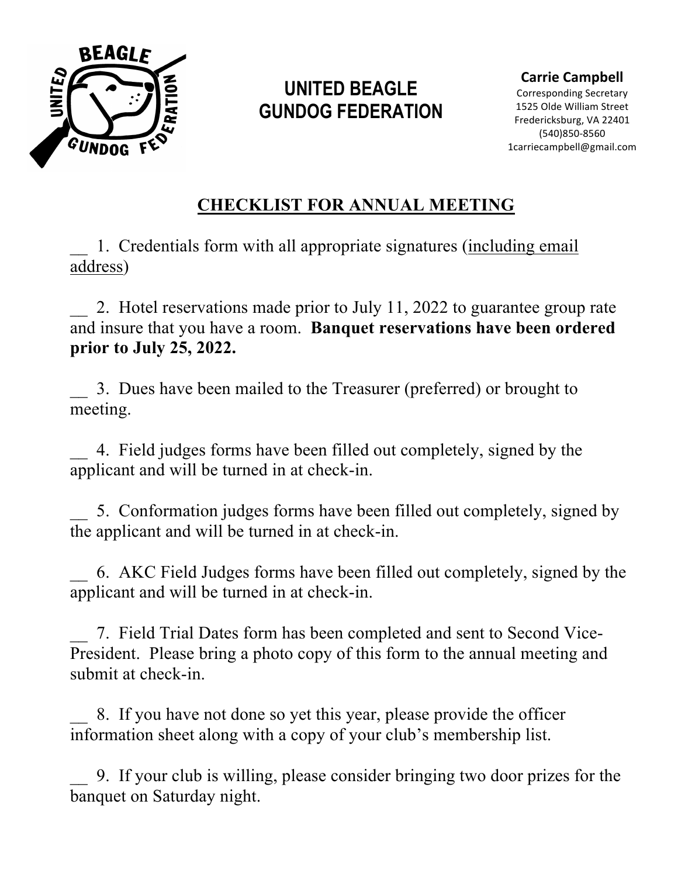# UNITED BEAGLE GUNDOG FEDERATION

**Carrie Campbell**
Corresponding Secretary
1525 Olde William Street
Fredericksburg, VA 22401
(540)850-8560
1carriecampbell@gmail.com

## CHECKLIST FOR ANNUAL MEETING

__ 1. Credentials form with all appropriate signatures (including email address)

__ 2. Hotel reservations made prior to July 11, 2022 to guarantee group rate and insure that you have a room. **Banquet reservations have been ordered prior to July 25, 2022.**

__ 3. Dues have been mailed to the Treasurer (preferred) or brought to meeting.

__ 4. Field judges forms have been filled out completely, signed by the applicant and will be turned in at check-in.

__ 5. Conformation judges forms have been filled out completely, signed by the applicant and will be turned in at check-in.

__ 6. AKC Field Judges forms have been filled out completely, signed by the applicant and will be turned in at check-in.

__ 7. Field Trial Dates form has been completed and sent to Second Vice-President. Please bring a photo copy of this form to the annual meeting and submit at check-in.

__ 8. If you have not done so yet this year, please provide the officer information sheet along with a copy of your club's membership list.

__ 9. If your club is willing, please consider bringing two door prizes for the banquet on Saturday night.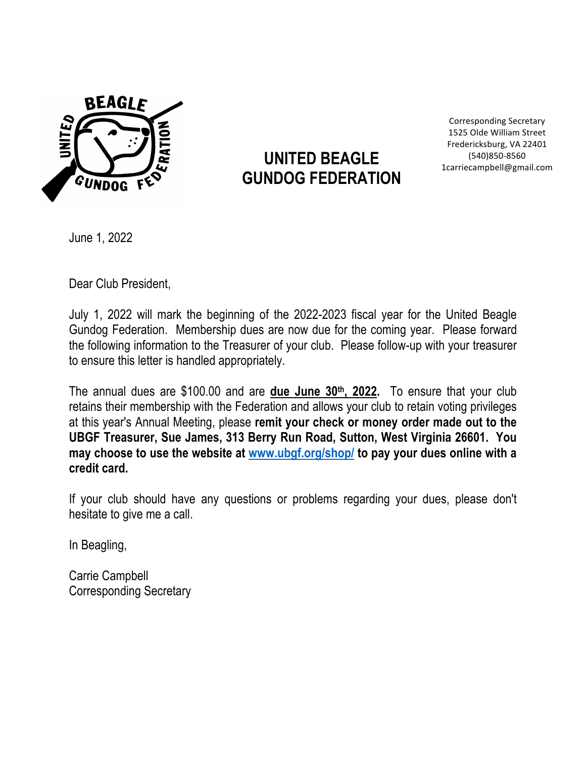# UNITED BEAGLE GUNDOG FEDERATION

Corresponding Secretary
1525 Olde William Street
Fredericksburg, VA 22401
(540)850-8560
1carriecampbell@gmail.com

June 1, 2022

Dear Club President,

July 1, 2022 will mark the beginning of the 2022-2023 fiscal year for the United Beagle Gundog Federation. Membership dues are now due for the coming year. Please forward the following information to the Treasurer of your club. Please follow-up with your treasurer to ensure this letter is handled appropriately.

The annual dues are $100.00 and are **due June 30th, 2022.** To ensure that your club retains their membership with the Federation and allows your club to retain voting privileges at this year's Annual Meeting, please **remit your check or money order made out to the UBGF Treasurer, Sue James, 313 Berry Run Road, Sutton, West Virginia 26601. You may choose to use the website at www.ubgf.org/shop/ to pay your dues online with a credit card.**

If your club should have any questions or problems regarding your dues, please don't hesitate to give me a call.

In Beagling,

Carrie Campbell
Corresponding Secretary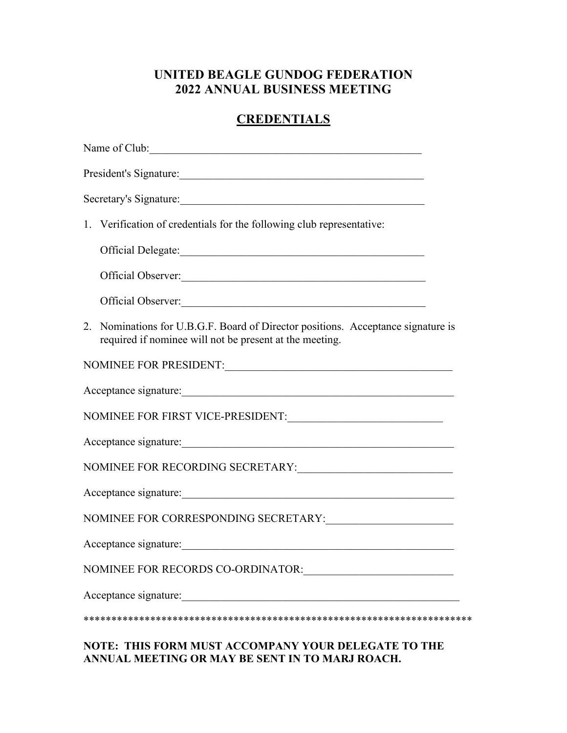# UNITED BEAGLE GUNDOG FEDERATION
# 2022 ANNUAL BUSINESS MEETING

## CREDENTIALS

Name of Club:_______________________________________________

President's Signature:__________________________________________

Secretary's Signature:__________________________________________

1. Verification of credentials for the following club representative:

   Official Delegate:__________________________________________

   Official Observer:__________________________________________

   Official Observer:__________________________________________

2. Nominations for U.B.G.F. Board of Director positions. Acceptance signature is required if nominee will not be present at the meeting.

NOMINEE FOR PRESIDENT:_______________________________________

Acceptance signature:_________________________________________________

NOMINEE FOR FIRST VICE-PRESIDENT:____________________________

Acceptance signature:_________________________________________________

NOMINEE FOR RECORDING SECRETARY:___________________________

Acceptance signature:_________________________________________________

NOMINEE FOR CORRESPONDING SECRETARY:______________________

Acceptance signature:_________________________________________________

NOMINEE FOR RECORDS CO-ORDINATOR:__________________________

Acceptance signature:_________________________________________________

**********************************************************************

**NOTE: THIS FORM MUST ACCOMPANY YOUR DELEGATE TO THE ANNUAL MEETING OR MAY BE SENT IN TO MARJ ROACH.**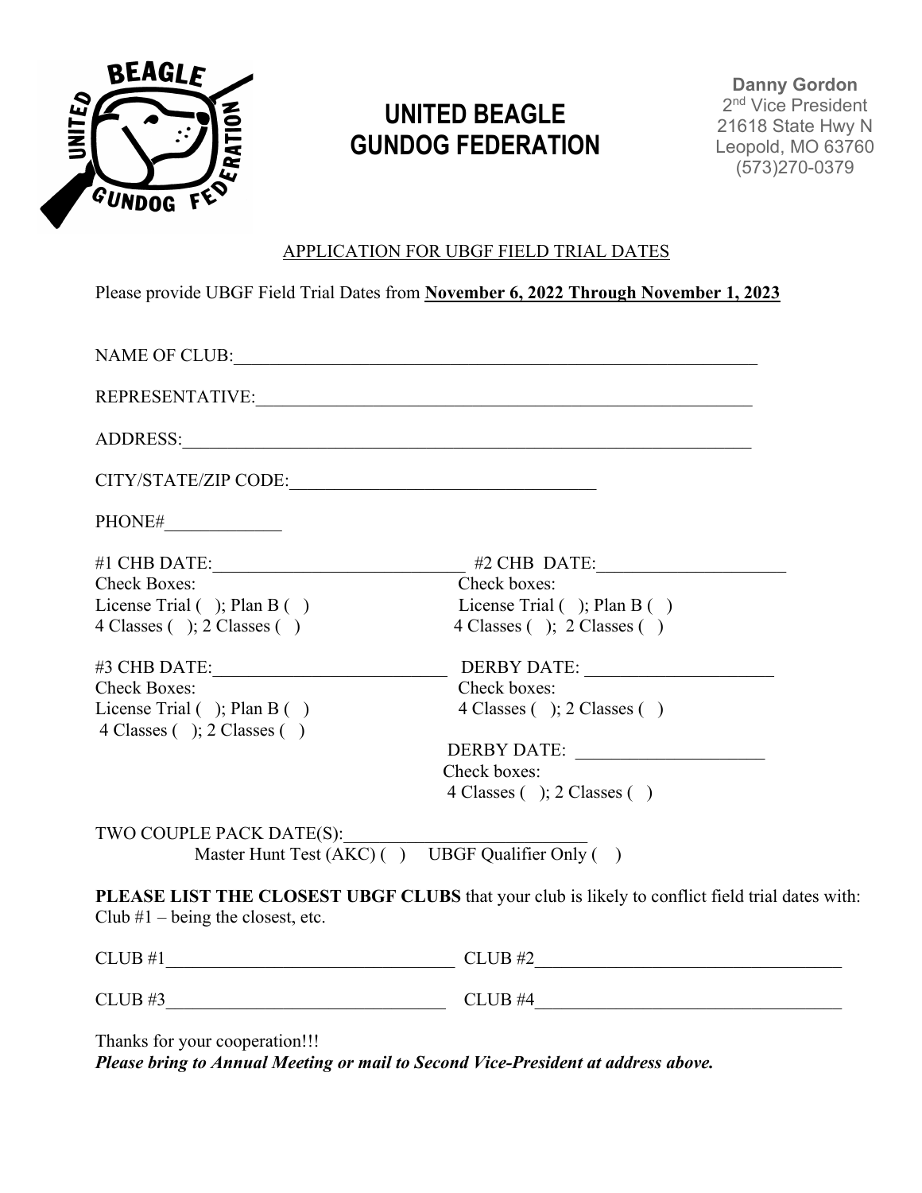# UNITED BEAGLE GUNDOG FEDERATION

**Danny Gordon**
2nd Vice President
21618 State Hwy N
Leopold, MO 63760
(573)270-0379

## APPLICATION FOR UBGF FIELD TRIAL DATES

Please provide UBGF Field Trial Dates from **November 6, 2022 Through November 1, 2023**

NAME OF CLUB:_______________________________________________________________

REPRESENTATIVE:____________________________________________________________

ADDRESS:___________________________________________________________________

CITY/STATE/ZIP CODE:__________________________________

PHONE#_____________

#1 CHB DATE:____________________________
Check Boxes:
License Trial ( ); Plan B ( )
4 Classes ( ); 2 Classes ( )

#2 CHB DATE:____________________
Check boxes:
License Trial ( ); Plan B ( )
4 Classes ( ); 2 Classes ( )

#3 CHB DATE:__________________________
Check Boxes:
License Trial ( ); Plan B ( )
4 Classes ( ); 2 Classes ( )

DERBY DATE: ____________________
Check boxes:
4 Classes ( ); 2 Classes ( )

DERBY DATE: ____________________
Check boxes:
4 Classes ( ); 2 Classes ( )

TWO COUPLE PACK DATE(S):__________________________
Master Hunt Test (AKC) ( ) UBGF Qualifier Only ( )

**PLEASE LIST THE CLOSEST UBGF CLUBS** that your club is likely to conflict field trial dates with: Club #1 – being the closest, etc.

CLUB #1________________________________ CLUB #2__________________________________

CLUB #3________________________________ CLUB #4__________________________________

Thanks for your cooperation!!!
***Please bring to Annual Meeting or mail to Second Vice-President at address above.***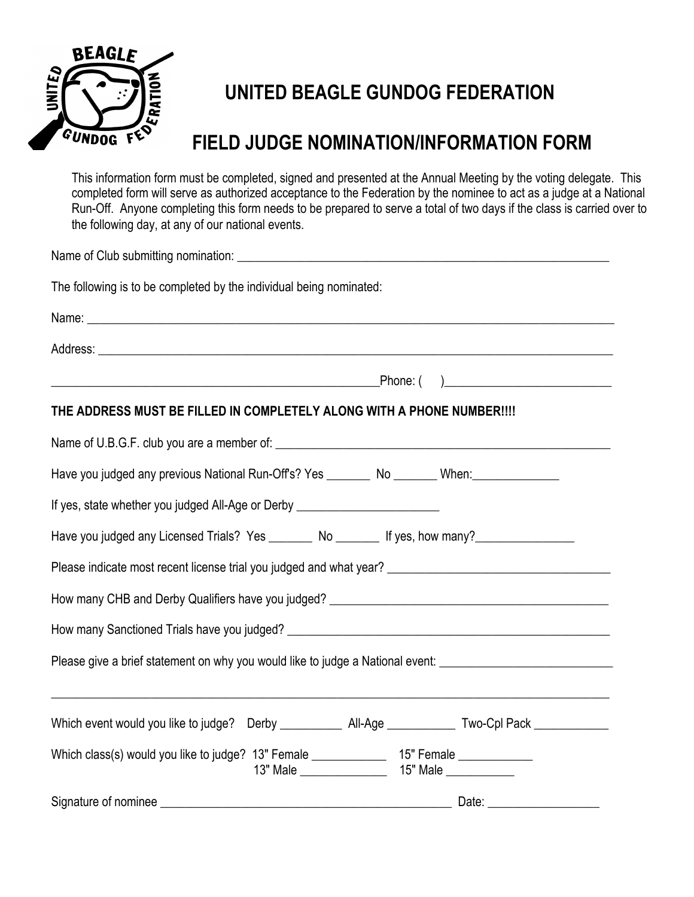# UNITED BEAGLE GUNDOG FEDERATION

## FIELD JUDGE NOMINATION/INFORMATION FORM

This information form must be completed, signed and presented at the Annual Meeting by the voting delegate. This completed form will serve as authorized acceptance to the Federation by the nominee to act as a judge at a National Run-Off. Anyone completing this form needs to be prepared to serve a total of two days if the class is carried over to the following day, at any of our national events.

Name of Club submitting nomination: ______________________________________________________________

The following is to be completed by the individual being nominated:

Name: ______________________________________________________________________________________

Address: ____________________________________________________________________________________

______________________________________________________Phone: (     )__________________________

**THE ADDRESS MUST BE FILLED IN COMPLETELY ALONG WITH A PHONE NUMBER!!!!**

Name of U.B.G.F. club you are a member of: ______________________________________________________

Have you judged any previous National Run-Off's? Yes _______ No _______ When:______________

If yes, state whether you judged All-Age or Derby _______________________

Have you judged any Licensed Trials? Yes _______ No _______ If yes, how many?________________

Please indicate most recent license trial you judged and what year? ___________________________________

How many CHB and Derby Qualifiers have you judged? _____________________________________________

How many Sanctioned Trials have you judged? ____________________________________________________

Please give a brief statement on why you would like to judge a National event: ___________________________

____________________________________________________________________________________________

Which event would you like to judge? Derby __________ All-Age ___________ Two-Cpl Pack ____________

Which class(es) would you like to judge? 13" Female ____________ 15" Female ____________
13" Male ______________ 15" Male ___________

Signature of nominee _______________________________________________ Date: __________________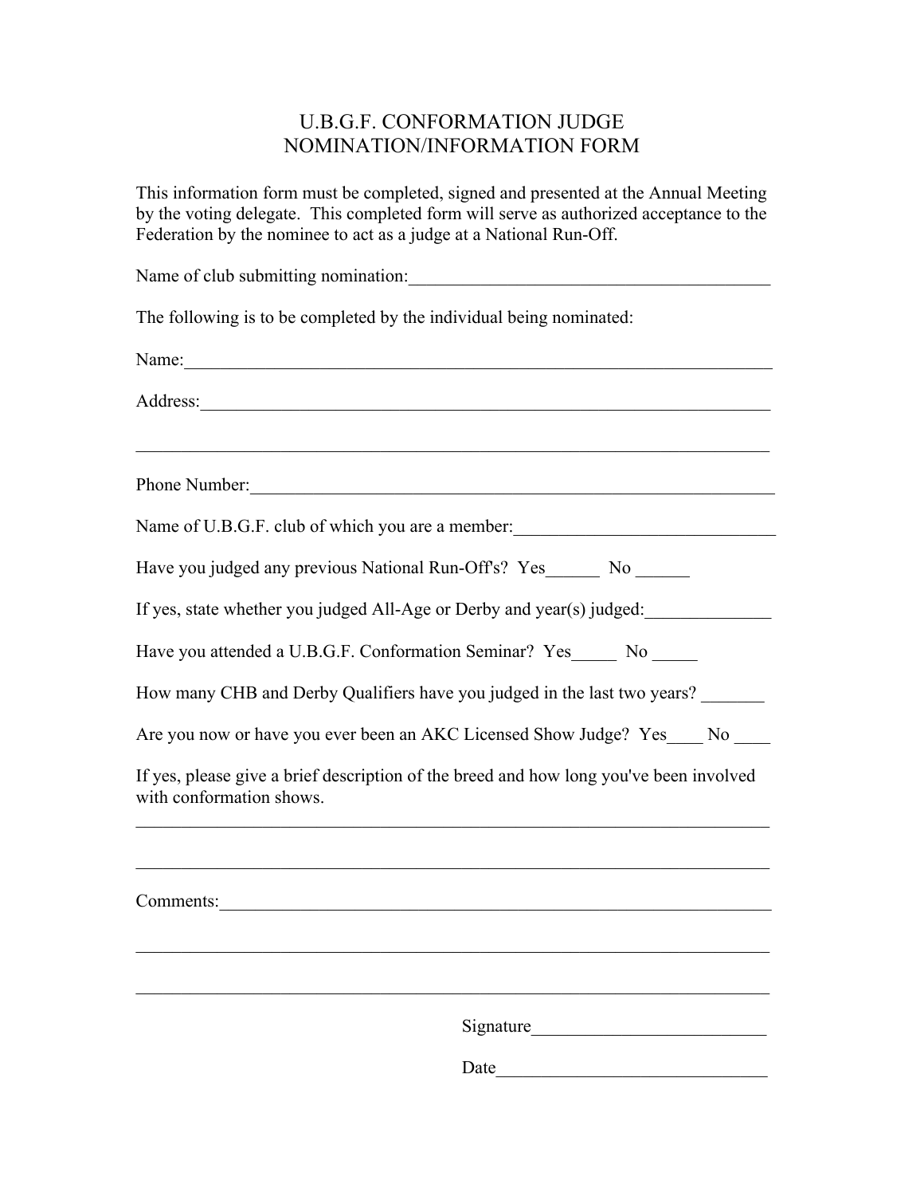# U.B.G.F. CONFORMATION JUDGE
# NOMINATION/INFORMATION FORM

This information form must be completed, signed and presented at the Annual Meeting by the voting delegate. This completed form will serve as authorized acceptance to the Federation by the nominee to act as a judge at a National Run-Off.

Name of club submitting nomination:_________________________________________

The following is to be completed by the individual being nominated:

Name:____________________________________________________________________

Address:__________________________________________________________________

__________________________________________________________________________

Phone Number:_____________________________________________________________

Name of U.B.G.F. club of which you are a member:______________________________

Have you judged any previous National Run-Off's? Yes______ No ______

If yes, state whether you judged All-Age or Derby and year(s) judged:______________

Have you attended a U.B.G.F. Conformation Seminar? Yes_____ No _____

How many CHB and Derby Qualifiers have you judged in the last two years? _______

Are you now or have you ever been an AKC Licensed Show Judge? Yes____ No ____

If yes, please give a brief description of the breed and how long you've been involved with conformation shows.

__________________________________________________________________________

__________________________________________________________________________

Comments:_________________________________________________________________

__________________________________________________________________________

__________________________________________________________________________

Signature__________________________

Date______________________________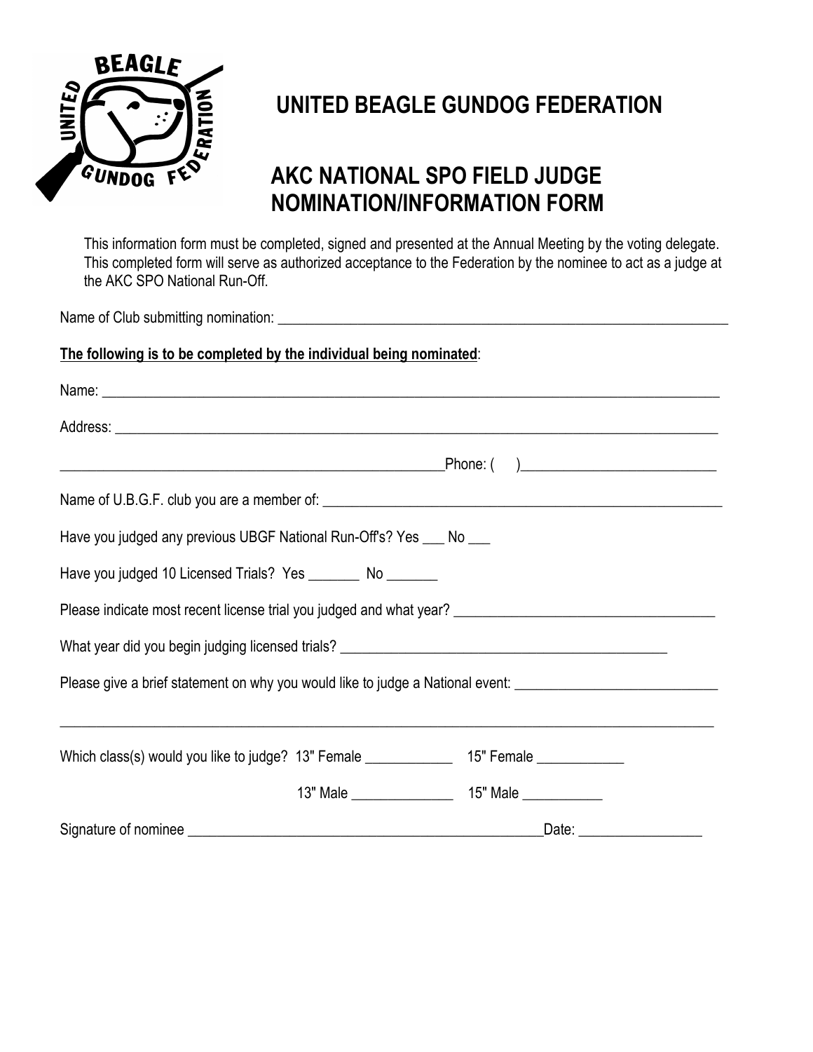# UNITED BEAGLE GUNDOG FEDERATION

## AKC NATIONAL SPO FIELD JUDGE NOMINATION/INFORMATION FORM

This information form must be completed, signed and presented at the Annual Meeting by the voting delegate. This completed form will serve as authorized acceptance to the Federation by the nominee to act as a judge at the AKC SPO National Run-Off.

Name of Club submitting nomination: ___________________________________________________________

**<u>The following is to be completed by the individual being nominated</u>**:

Name: ________________________________________________________________________________

Address: ______________________________________________________________________________

_________________________________________________Phone: (     )__________________________

Name of U.B.G.F. club you are a member of: ____________________________________________________

Have you judged any previous UBGF National Run-Off's? Yes ___ No ___

Have you judged 10 Licensed Trials? Yes _______ No _______

Please indicate most recent license trial you judged and what year? __________________________________

What year did you begin judging licensed trials? ____________________________________________

Please give a brief statement on why you would like to judge a National event: __________________________

________________________________________________________________________________________

Which class(s) would you like to judge? 13" Female ___________ 15" Female ___________

13" Male _____________ 15" Male __________

Signature of nominee ______________________________________________Date: ________________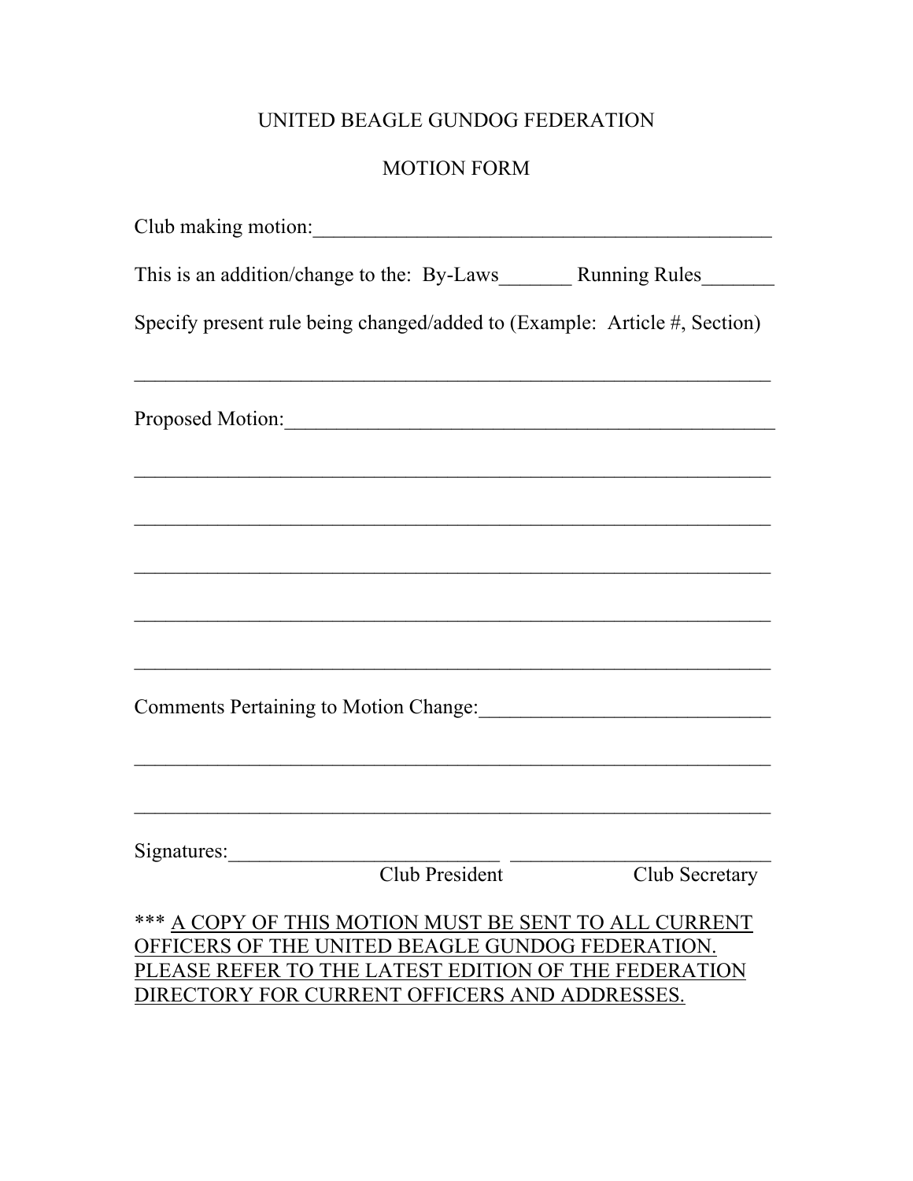# UNITED BEAGLE GUNDOG FEDERATION

## MOTION FORM

Club making motion:_______________________________________________

This is an addition/change to the: By-Laws_______ Running Rules_______

Specify present rule being changed/added to (Example: Article #, Section)

_________________________________________________________________

Proposed Motion:__________________________________________________

_________________________________________________________________

_________________________________________________________________

_________________________________________________________________

_________________________________________________________________

_________________________________________________________________

Comments Pertaining to Motion Change:_____________________________

_________________________________________________________________

_________________________________________________________________

Signatures:___________________________ ___________________________

Club President Club Secretary

*** A COPY OF THIS MOTION MUST BE SENT TO ALL CURRENT OFFICERS OF THE UNITED BEAGLE GUNDOG FEDERATION. PLEASE REFER TO THE LATEST EDITION OF THE FEDERATION DIRECTORY FOR CURRENT OFFICERS AND ADDRESSES.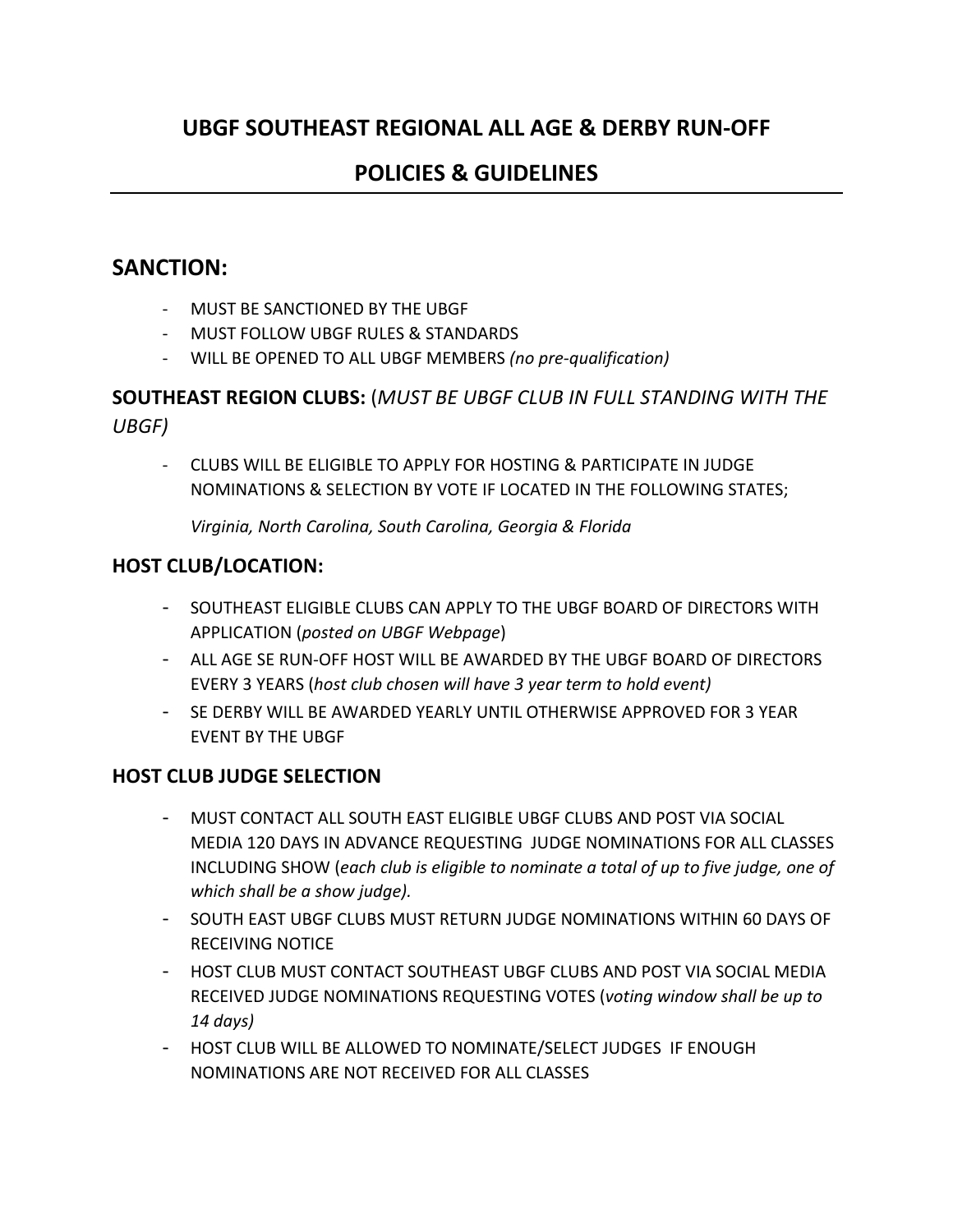# UBGF SOUTHEAST REGIONAL ALL AGE & DERBY RUN-OFF

# POLICIES & GUIDELINES

## SANCTION:

- MUST BE SANCTIONED BY THE UBGF
- MUST FOLLOW UBGF RULES & STANDARDS
- WILL BE OPENED TO ALL UBGF MEMBERS *(no pre-qualification)*

### SOUTHEAST REGION CLUBS: (*MUST BE UBGF CLUB IN FULL STANDING WITH THE UBGF)*

- CLUBS WILL BE ELIGIBLE TO APPLY FOR HOSTING & PARTICIPATE IN JUDGE NOMINATIONS & SELECTION BY VOTE IF LOCATED IN THE FOLLOWING STATES;

  *Virginia, North Carolina, South Carolina, Georgia & Florida*

### HOST CLUB/LOCATION:

- SOUTHEAST ELIGIBLE CLUBS CAN APPLY TO THE UBGF BOARD OF DIRECTORS WITH APPLICATION (*posted on UBGF Webpage*)
- ALL AGE SE RUN-OFF HOST WILL BE AWARDED BY THE UBGF BOARD OF DIRECTORS EVERY 3 YEARS (*host club chosen will have 3 year term to hold event)*
- SE DERBY WILL BE AWARDED YEARLY UNTIL OTHERWISE APPROVED FOR 3 YEAR EVENT BY THE UBGF

### HOST CLUB JUDGE SELECTION

- MUST CONTACT ALL SOUTH EAST ELIGIBLE UBGF CLUBS AND POST VIA SOCIAL MEDIA 120 DAYS IN ADVANCE REQUESTING JUDGE NOMINATIONS FOR ALL CLASSES INCLUDING SHOW (*each club is eligible to nominate a total of up to five judge, one of which shall be a show judge).*
- SOUTH EAST UBGF CLUBS MUST RETURN JUDGE NOMINATIONS WITHIN 60 DAYS OF RECEIVING NOTICE
- HOST CLUB MUST CONTACT SOUTHEAST UBGF CLUBS AND POST VIA SOCIAL MEDIA RECEIVED JUDGE NOMINATIONS REQUESTING VOTES (*voting window shall be up to 14 days)*
- HOST CLUB WILL BE ALLOWED TO NOMINATE/SELECT JUDGES IF ENOUGH NOMINATIONS ARE NOT RECEIVED FOR ALL CLASSES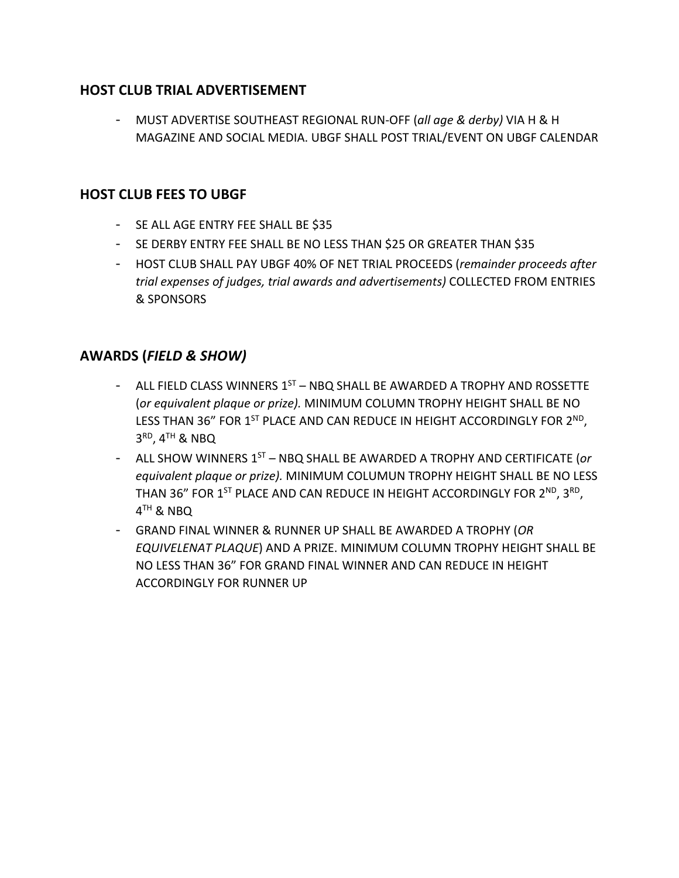## HOST CLUB TRIAL ADVERTISEMENT

- MUST ADVERTISE SOUTHEAST REGIONAL RUN-OFF (*all age & derby)* VIA H & H MAGAZINE AND SOCIAL MEDIA. UBGF SHALL POST TRIAL/EVENT ON UBGF CALENDAR

## HOST CLUB FEES TO UBGF

- SE ALL AGE ENTRY FEE SHALL BE $35
- SE DERBY ENTRY FEE SHALL BE NO LESS THAN $25 OR GREATER THAN $35
- HOST CLUB SHALL PAY UBGF 40% OF NET TRIAL PROCEEDS (*remainder proceeds after trial expenses of judges, trial awards and advertisements)* COLLECTED FROM ENTRIES & SPONSORS

## AWARDS (*FIELD & SHOW)*

- ALL FIELD CLASS WINNERS 1ST – NBQ SHALL BE AWARDED A TROPHY AND ROSSETTE (*or equivalent plaque or prize).* MINIMUM COLUMN TROPHY HEIGHT SHALL BE NO LESS THAN 36" FOR 1ST PLACE AND CAN REDUCE IN HEIGHT ACCORDINGLY FOR 2ND, 3RD, 4TH & NBQ
- ALL SHOW WINNERS 1ST – NBQ SHALL BE AWARDED A TROPHY AND CERTIFICATE (*or equivalent plaque or prize).* MINIMUM COLUMUN TROPHY HEIGHT SHALL BE NO LESS THAN 36" FOR 1ST PLACE AND CAN REDUCE IN HEIGHT ACCORDINGLY FOR 2ND, 3RD, 4TH & NBQ
- GRAND FINAL WINNER & RUNNER UP SHALL BE AWARDED A TROPHY (*OR EQUIVELENAT PLAQUE*) AND A PRIZE. MINIMUM COLUMN TROPHY HEIGHT SHALL BE NO LESS THAN 36" FOR GRAND FINAL WINNER AND CAN REDUCE IN HEIGHT ACCORDINGLY FOR RUNNER UP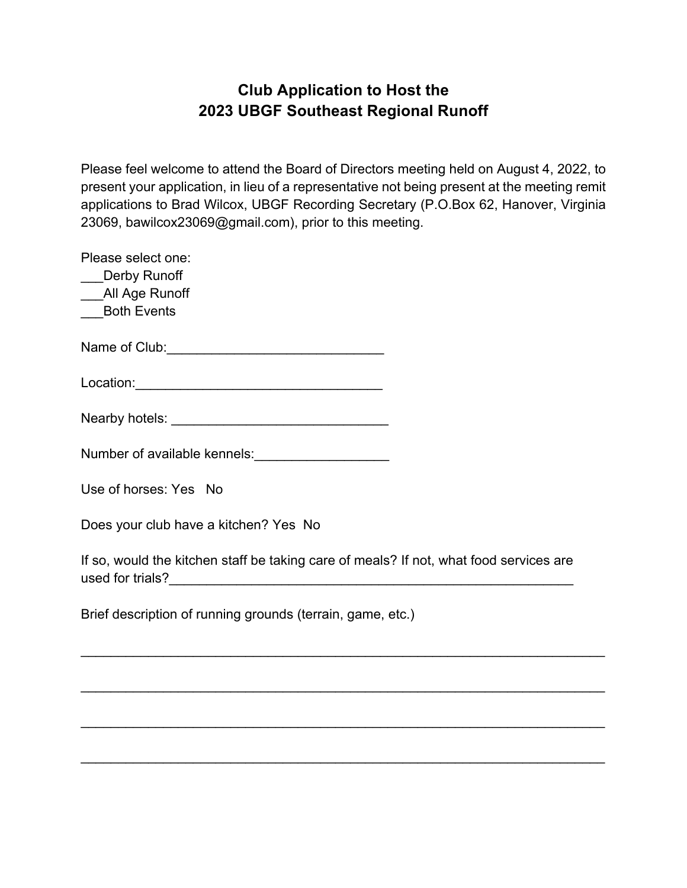# Club Application to Host the 2023 UBGF Southeast Regional Runoff

Please feel welcome to attend the Board of Directors meeting held on August 4, 2022, to present your application, in lieu of a representative not being present at the meeting remit applications to Brad Wilcox, UBGF Recording Secretary (P.O.Box 62, Hanover, Virginia 23069, bawilcox23069@gmail.com), prior to this meeting.

Please select one:
___Derby Runoff
___All Age Runoff
___Both Events

Name of Club:_____________________________

Location:_________________________________

Nearby hotels: _____________________________

Number of available kennels:__________________

Use of horses: Yes   No

Does your club have a kitchen? Yes  No

If so, would the kitchen staff be taking care of meals? If not, what food services are used for trials?_________________________________________________________

Brief description of running grounds (terrain, game, etc.)

_______________________________________________________________________

_______________________________________________________________________

_______________________________________________________________________

_______________________________________________________________________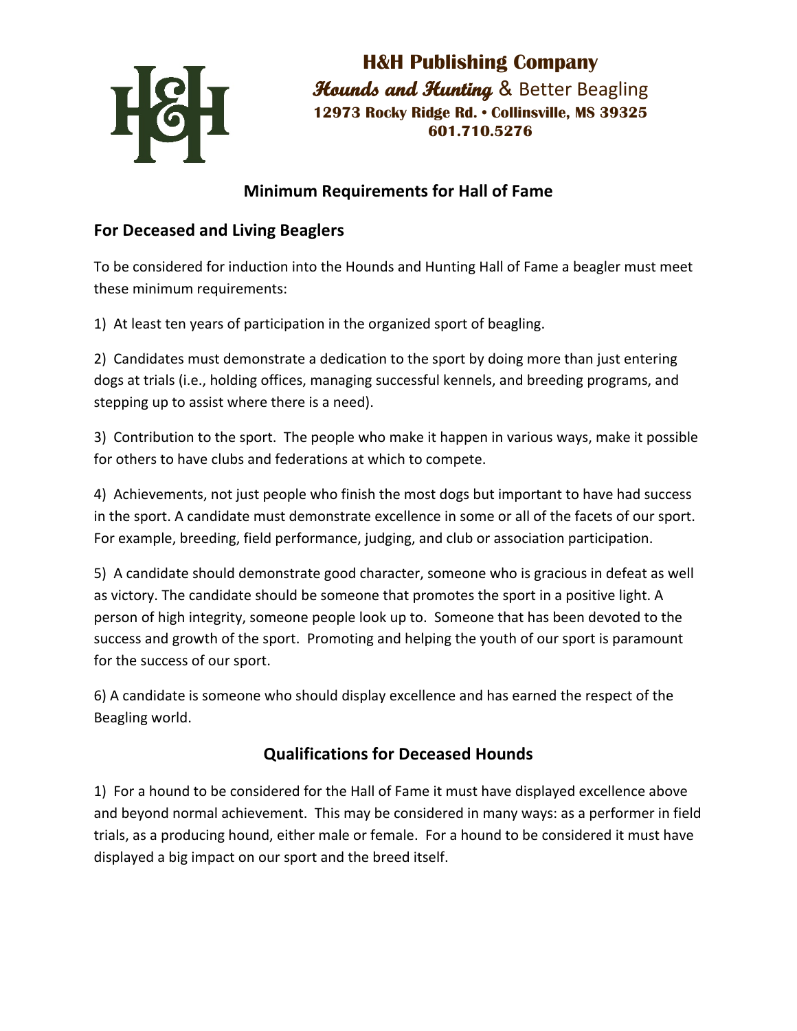**H&H Publishing Company**
***Hounds and Hunting*** & Better Beagling
**12973 Rocky Ridge Rd. • Collinsville, MS 39325**
**601.710.5276**

## Minimum Requirements for Hall of Fame

### For Deceased and Living Beaglers

To be considered for induction into the Hounds and Hunting Hall of Fame a beagler must meet these minimum requirements:

1) At least ten years of participation in the organized sport of beagling.

2) Candidates must demonstrate a dedication to the sport by doing more than just entering dogs at trials (i.e., holding offices, managing successful kennels, and breeding programs, and stepping up to assist where there is a need).

3) Contribution to the sport. The people who make it happen in various ways, make it possible for others to have clubs and federations at which to compete.

4) Achievements, not just people who finish the most dogs but important to have had success in the sport. A candidate must demonstrate excellence in some or all of the facets of our sport. For example, breeding, field performance, judging, and club or association participation.

5) A candidate should demonstrate good character, someone who is gracious in defeat as well as victory. The candidate should be someone that promotes the sport in a positive light. A person of high integrity, someone people look up to. Someone that has been devoted to the success and growth of the sport. Promoting and helping the youth of our sport is paramount for the success of our sport.

6) A candidate is someone who should display excellence and has earned the respect of the Beagling world.

## Qualifications for Deceased Hounds

1) For a hound to be considered for the Hall of Fame it must have displayed excellence above and beyond normal achievement. This may be considered in many ways: as a performer in field trials, as a producing hound, either male or female. For a hound to be considered it must have displayed a big impact on our sport and the breed itself.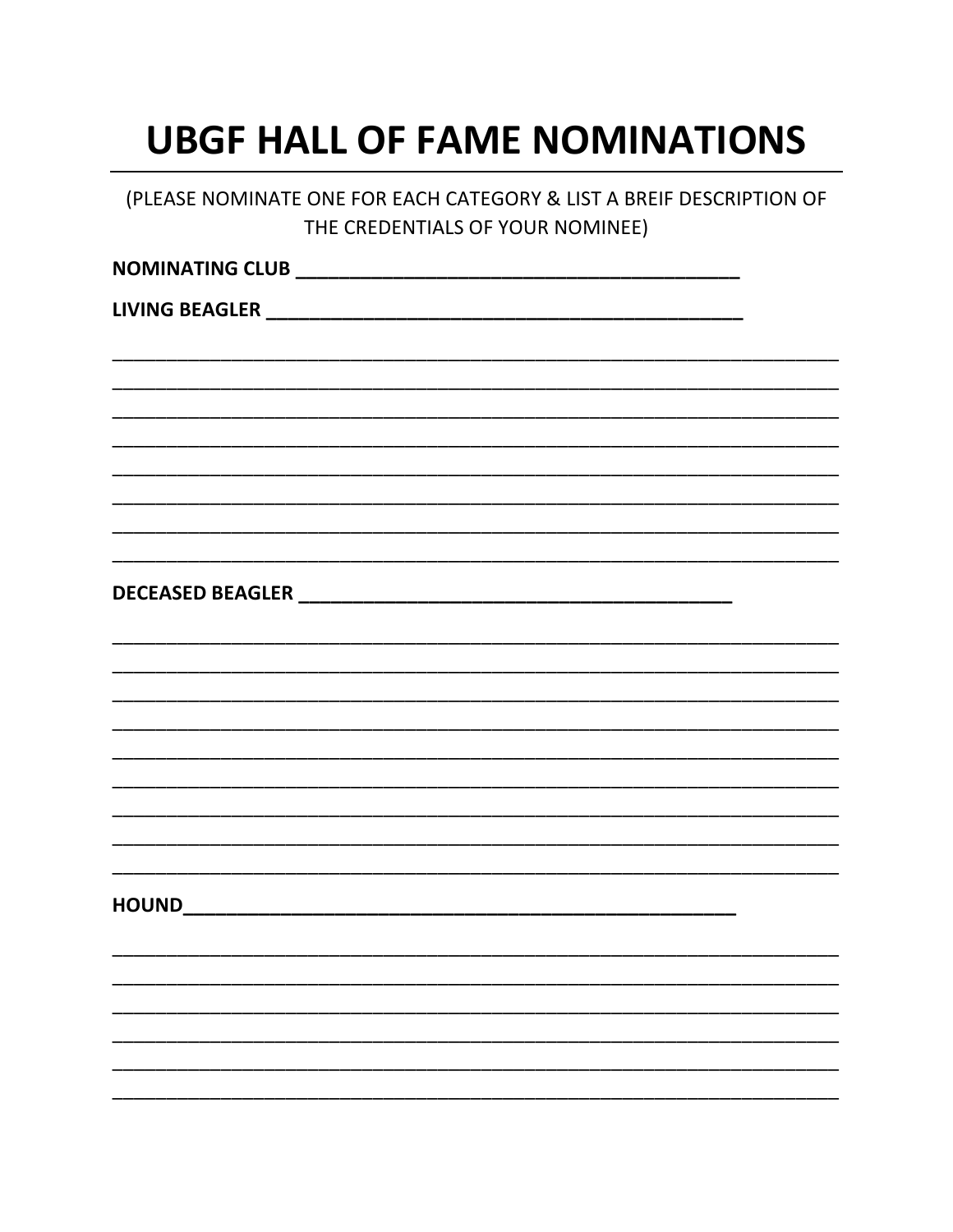# UBGF HALL OF FAME NOMINATIONS

(PLEASE NOMINATE ONE FOR EACH CATEGORY & LIST A BREIF DESCRIPTION OF THE CREDENTIALS OF YOUR NOMINEE)

**NOMINATING CLUB** ___________________________________________

**LIVING BEAGLER** _____________________________________________

________________________________________________________________________

________________________________________________________________________

________________________________________________________________________

________________________________________________________________________

________________________________________________________________________

________________________________________________________________________

________________________________________________________________________

________________________________________________________________________

**DECEASED BEAGLER** ___________________________________________

________________________________________________________________________

________________________________________________________________________

________________________________________________________________________

________________________________________________________________________

________________________________________________________________________

________________________________________________________________________

________________________________________________________________________

________________________________________________________________________

________________________________________________________________________

**HOUND**_______________________________________________________

________________________________________________________________________

________________________________________________________________________

________________________________________________________________________

________________________________________________________________________

________________________________________________________________________

________________________________________________________________________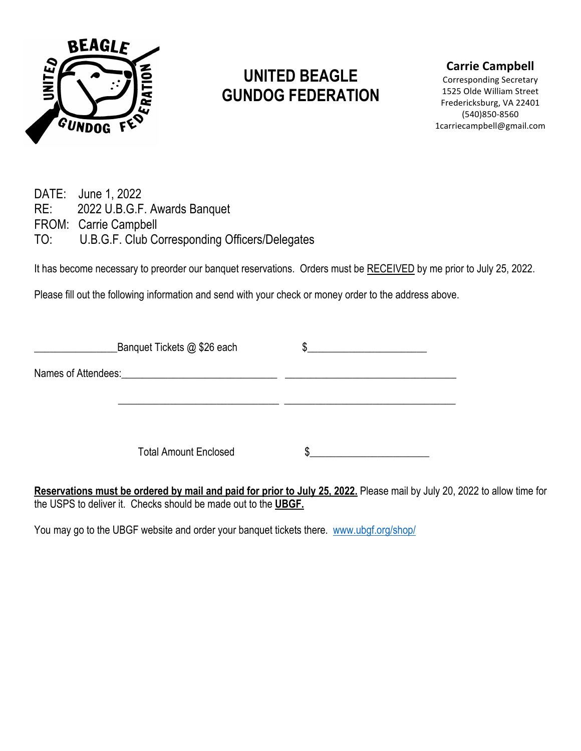# UNITED BEAGLE GUNDOG FEDERATION

**Carrie Campbell**
Corresponding Secretary
1525 Olde William Street
Fredericksburg, VA 22401
(540)850-8560
1carriecampbell@gmail.com

DATE: June 1, 2022
RE: 2022 U.B.G.F. Awards Banquet
FROM: Carrie Campbell
TO: U.B.G.F. Club Corresponding Officers/Delegates

It has become necessary to preorder our banquet reservations. Orders must be RECEIVED by me prior to July 25, 2022.

Please fill out the following information and send with your check or money order to the address above.

_______________Banquet Tickets @ $26 each $______________________

Names of Attendees:____________________________ ______________________________

____________________________ ______________________________

Total Amount Enclosed $______________________

**Reservations must be ordered by mail and paid for prior to July 25, 2022.** Please mail by July 20, 2022 to allow time for the USPS to deliver it. Checks should be made out to the **UBGF.**

You may go to the UBGF website and order your banquet tickets there. www.ubgf.org/shop/